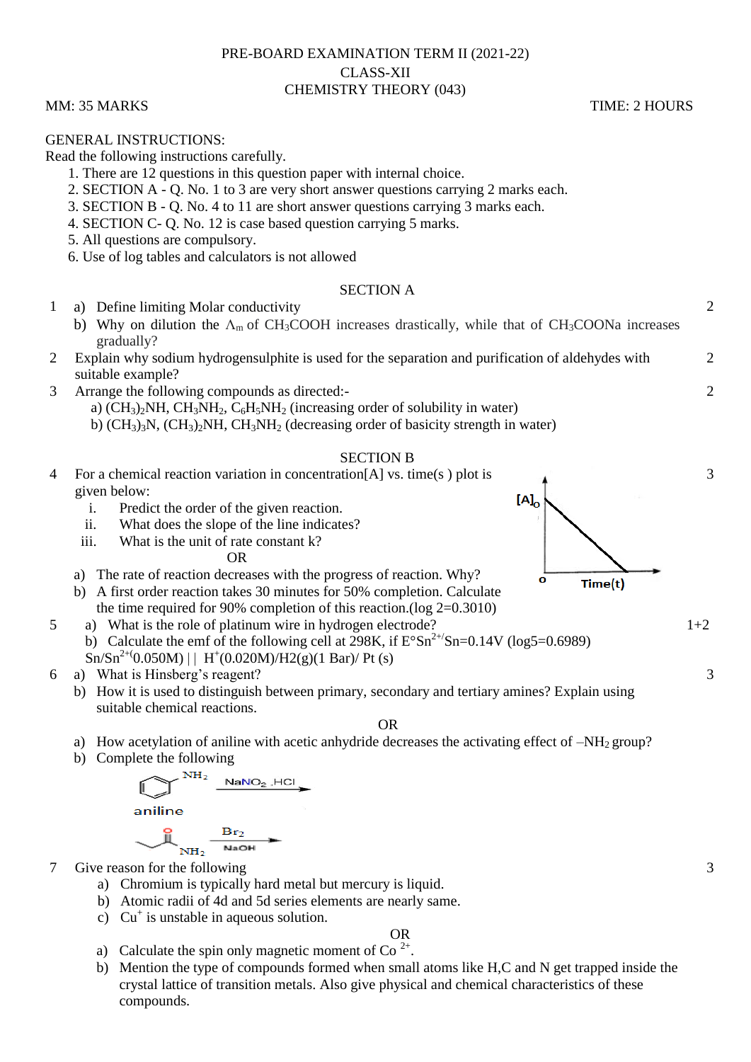PRE-BOARD EXAMINATION TERM II (2021-22)

CLASS-XII

CHEMISTRY THEORY (043)

MM: 35 MARKS TIME: 2 HOURS

GENERAL INSTRUCTIONS:

Read the following instructions carefully.

1. There are 12 questions in this question paper with internal choice.
2. SECTION A - Q. No. 1 to 3 are very short answer questions carrying 2 marks each.
3. SECTION B - Q. No. 4 to 11 are short answer questions carrying 3 marks each.
4. SECTION C- Q. No. 12 is case based question carrying 5 marks.
5. All questions are compulsory.
6. Use of log tables and calculators is not allowed

## SECTION A

1 a) Define limiting Molar conductivity **2**

b) Why on dilution the $\Lambda_m$ of $CH_3COOH$ increases drastically, while that of $CH_3COONa$ increases gradually?

2 Explain why sodium hydrogensulphite is used for the separation and purification of aldehydes with suitable example? **2**

3 Arrange the following compounds as directed:- **2**

a) $(CH_3)_2NH$, $CH_3NH_2$, $C_6H_5NH_2$ (increasing order of solubility in water)

b) $(CH_3)_3N$, $(CH_3)_2NH$, $CH_3NH_2$ (decreasing order of basicity strength in water)

## SECTION B

4 For a chemical reaction variation in concentration[A] vs. time(s ) plot is given below: **3**

[Graph: $[A]_0$ on y-axis, Time(t) on x-axis, origin O; straight line decreasing from $[A]_0$ to the time axis]

i. Predict the order of the given reaction.

ii. What does the slope of the line indicates?

iii. What is the unit of rate constant k?

OR

a) The rate of reaction decreases with the progress of reaction. Why?

b) A first order reaction takes 30 minutes for 50% completion. Calculate the time required for 90% completion of this reaction.(log 2=0.3010)

5 a) What is the role of platinum wire in hydrogen electrode? **1+2**

b) Calculate the emf of the following cell at 298K, if $E°Sn^{2+}/Sn$=0.14V (log5=0.6989)

$Sn/Sn^{2+}(0.050M) \,||\, H^+(0.020M)/H_2(g)(1\ Bar)/\ Pt\ (s)$

6 a) What is Hinsberg's reagent? **3**

b) How it is used to distinguish between primary, secondary and tertiary amines? Explain using suitable chemical reactions.

OR

a) How acetylation of aniline with acetic anhydride decreases the activating effect of $-NH_2$ group?

b) Complete the following

aniline ($C_6H_5NH_2$) $\xrightarrow{NaNO_2,\ HCl}$

$CH_3CH_2CONH_2$ $\xrightarrow[NaOH]{Br_2}$

7 Give reason for the following **3**

a) Chromium is typically hard metal but mercury is liquid.

b) Atomic radii of 4d and 5d series elements are nearly same.

c) $Cu^+$ is unstable in aqueous solution.

OR

a) Calculate the spin only magnetic moment of $Co^{2+}$.

b) Mention the type of compounds formed when small atoms like H,C and N get trapped inside the crystal lattice of transition metals. Also give physical and chemical characteristics of these compounds.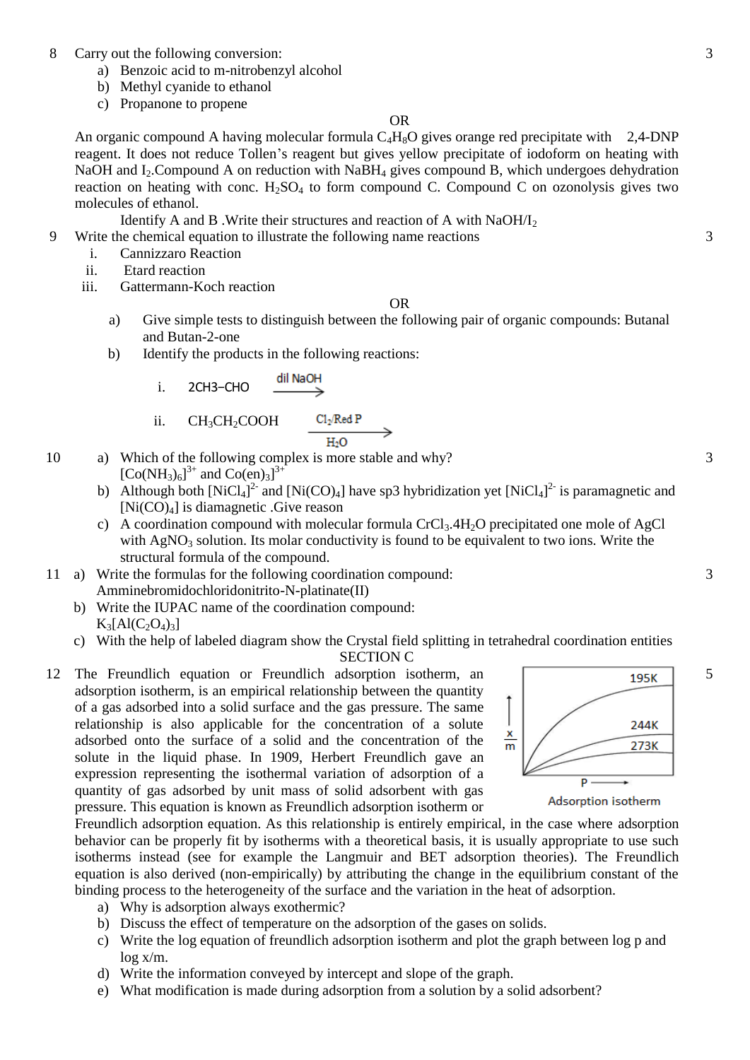8 Carry out the following conversion: 3

a) Benzoic acid to m-nitrobenzyl alcohol
b) Methyl cyanide to ethanol
c) Propanone to propene

OR

An organic compound A having molecular formula $C_4H_8O$ gives orange red precipitate with 2,4-DNP reagent. It does not reduce Tollen's reagent but gives yellow precipitate of iodoform on heating with NaOH and $I_2$. Compound A on reduction with $NaBH_4$ gives compound B, which undergoes dehydration reaction on heating with conc. $H_2SO_4$ to form compound C. Compound C on ozonolysis gives two molecules of ethanol.

Identify A and B .Write their structures and reaction of A with $NaOH/I_2$

9 Write the chemical equation to illustrate the following name reactions 3

i. Cannizzaro Reaction
ii. Etard reaction
iii. Gattermann-Koch reaction

OR

a) Give simple tests to distinguish between the following pair of organic compounds: Butanal and Butan-2-one
b) Identify the products in the following reactions:

i. $2CH_3-CHO \xrightarrow{\text{dil NaOH}}$

ii. $CH_3CH_2COOH \xrightarrow[H_2O]{Cl_2/\text{Red P}}$

10 a) Which of the following complex is more stable and why? 3

$[Co(NH_3)_6]^{3+}$ and $Co(en)_3]^{3+}$

b) Although both $[NiCl_4]^{2-}$ and $[Ni(CO)_4]$ have sp3 hybridization yet $[NiCl_4]^{2-}$ is paramagnetic and $[Ni(CO)_4]$ is diamagnetic .Give reason

c) A coordination compound with molecular formula $CrCl_3.4H_2O$ precipitated one mole of AgCl with $AgNO_3$ solution. Its molar conductivity is found to be equivalent to two ions. Write the structural formula of the compound.

11 a) Write the formulas for the following coordination compound: 3

Amminebromidochloridonitrito-N-platinate(II)

b) Write the IUPAC name of the coordination compound:

$K_3[Al(C_2O_4)_3]$

c) With the help of labeled diagram show the Crystal field splitting in tetrahedral coordination entities

## SECTION C

12 The Freundlich equation or Freundlich adsorption isotherm, an adsorption isotherm, is an empirical relationship between the quantity of a gas adsorbed into a solid surface and the gas pressure. The same relationship is also applicable for the concentration of a solute adsorbed onto the surface of a solid and the concentration of the solute in the liquid phase. In 1909, Herbert Freundlich gave an expression representing the isothermal variation of adsorption of a quantity of gas adsorbed by unit mass of solid adsorbent with gas pressure. This equation is known as Freundlich adsorption isotherm or Freundlich adsorption equation. As this relationship is entirely empirical, in the case where adsorption behavior can be properly fit by isotherms with a theoretical basis, it is usually appropriate to use such isotherms instead (see for example the Langmuir and BET adsorption theories). The Freundlich equation is also derived (non-empirically) by attributing the change in the equilibrium constant of the binding process to the heterogeneity of the surface and the variation in the heat of adsorption. 5

195K
244K
273K
$\frac{x}{m}$
P
Adsorption isotherm

a) Why is adsorption always exothermic?
b) Discuss the effect of temperature on the adsorption of the gases on solids.
c) Write the log equation of freundlich adsorption isotherm and plot the graph between log p and log x/m.
d) Write the information conveyed by intercept and slope of the graph.
e) What modification is made during adsorption from a solution by a solid adsorbent?